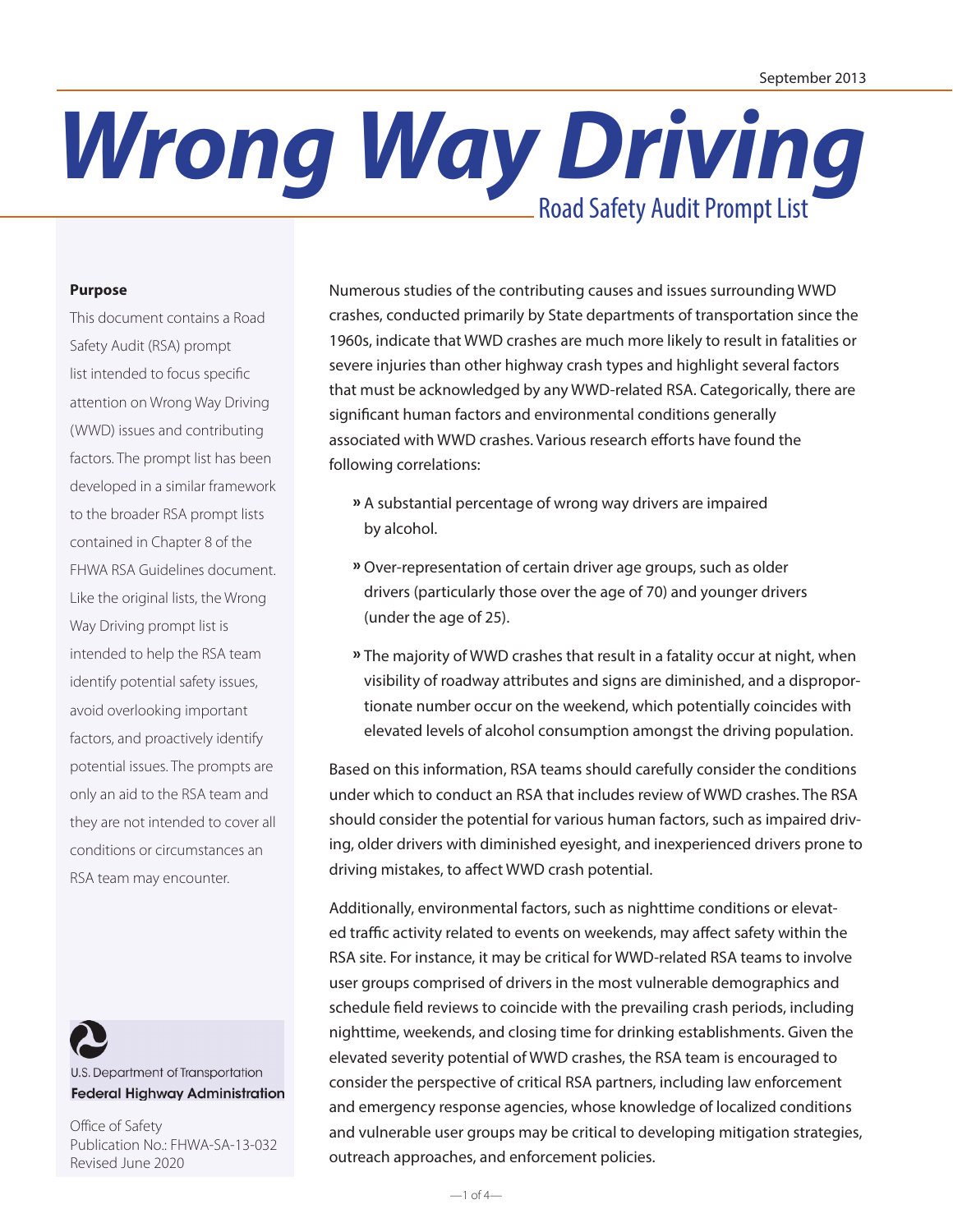September 2013

# Wrong Way Driving

## Road Safety Audit Prompt List

**Purpose**

This document contains a Road Safety Audit (RSA) prompt list intended to focus specific attention on Wrong Way Driving (WWD) issues and contributing factors. The prompt list has been developed in a similar framework to the broader RSA prompt lists contained in Chapter 8 of the FHWA RSA Guidelines document. Like the original lists, the Wrong Way Driving prompt list is intended to help the RSA team identify potential safety issues, avoid overlooking important factors, and proactively identify potential issues. The prompts are only an aid to the RSA team and they are not intended to cover all conditions or circumstances an RSA team may encounter.

U.S. Department of Transportation
**Federal Highway Administration**

Office of Safety
Publication No.: FHWA-SA-13-032
Revised June 2020

Numerous studies of the contributing causes and issues surrounding WWD crashes, conducted primarily by State departments of transportation since the 1960s, indicate that WWD crashes are much more likely to result in fatalities or severe injuries than other highway crash types and highlight several factors that must be acknowledged by any WWD-related RSA. Categorically, there are significant human factors and environmental conditions generally associated with WWD crashes. Various research efforts have found the following correlations:

- A substantial percentage of wrong way drivers are impaired by alcohol.
- Over-representation of certain driver age groups, such as older drivers (particularly those over the age of 70) and younger drivers (under the age of 25).
- The majority of WWD crashes that result in a fatality occur at night, when visibility of roadway attributes and signs are diminished, and a disproportionate number occur on the weekend, which potentially coincides with elevated levels of alcohol consumption amongst the driving population.

Based on this information, RSA teams should carefully consider the conditions under which to conduct an RSA that includes review of WWD crashes. The RSA should consider the potential for various human factors, such as impaired driving, older drivers with diminished eyesight, and inexperienced drivers prone to driving mistakes, to affect WWD crash potential.

Additionally, environmental factors, such as nighttime conditions or elevated traffic activity related to events on weekends, may affect safety within the RSA site. For instance, it may be critical for WWD-related RSA teams to involve user groups comprised of drivers in the most vulnerable demographics and schedule field reviews to coincide with the prevailing crash periods, including nighttime, weekends, and closing time for drinking establishments. Given the elevated severity potential of WWD crashes, the RSA team is encouraged to consider the perspective of critical RSA partners, including law enforcement and emergency response agencies, whose knowledge of localized conditions and vulnerable user groups may be critical to developing mitigation strategies, outreach approaches, and enforcement policies.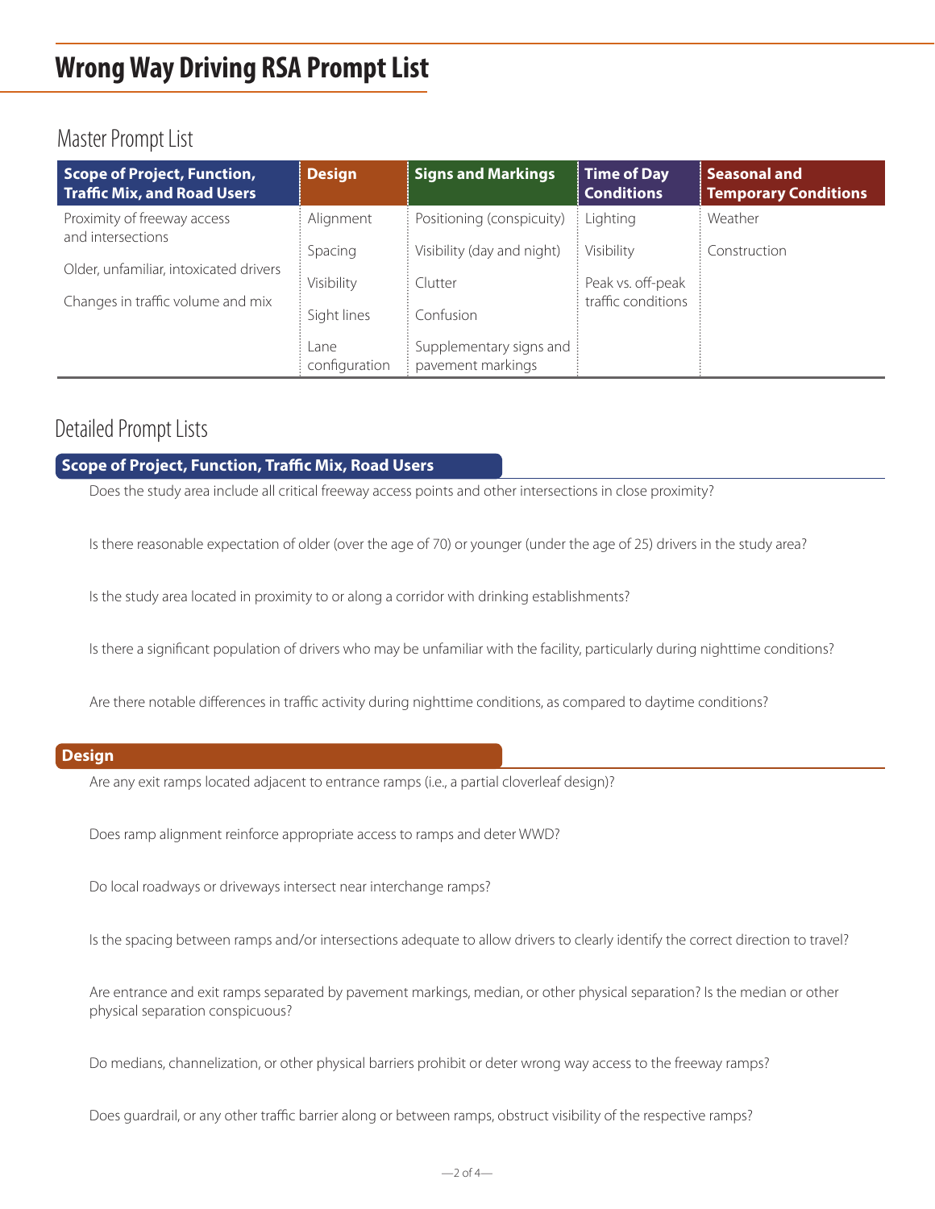# Wrong Way Driving RSA Prompt List

## Master Prompt List

| Scope of Project, Function, Traffic Mix, and Road Users | Design | Signs and Markings | Time of Day Conditions | Seasonal and Temporary Conditions |
|---|---|---|---|---|
| Proximity of freeway access and intersections | Alignment | Positioning (conspicuity) | Lighting | Weather |
| Older, unfamiliar, intoxicated drivers | Spacing | Visibility (day and night) | Visibility | Construction |
| Changes in traffic volume and mix | Visibility | Clutter | Peak vs. off-peak traffic conditions | |
| | Sight lines | Confusion | | |
| | Lane configuration | Supplementary signs and pavement markings | | |

## Detailed Prompt Lists

### Scope of Project, Function, Traffic Mix, Road Users

Does the study area include all critical freeway access points and other intersections in close proximity?

Is there reasonable expectation of older (over the age of 70) or younger (under the age of 25) drivers in the study area?

Is the study area located in proximity to or along a corridor with drinking establishments?

Is there a significant population of drivers who may be unfamiliar with the facility, particularly during nighttime conditions?

Are there notable differences in traffic activity during nighttime conditions, as compared to daytime conditions?

### Design

Are any exit ramps located adjacent to entrance ramps (i.e., a partial cloverleaf design)?

Does ramp alignment reinforce appropriate access to ramps and deter WWD?

Do local roadways or driveways intersect near interchange ramps?

Is the spacing between ramps and/or intersections adequate to allow drivers to clearly identify the correct direction to travel?

Are entrance and exit ramps separated by pavement markings, median, or other physical separation? Is the median or other physical separation conspicuous?

Do medians, channelization, or other physical barriers prohibit or deter wrong way access to the freeway ramps?

Does guardrail, or any other traffic barrier along or between ramps, obstruct visibility of the respective ramps?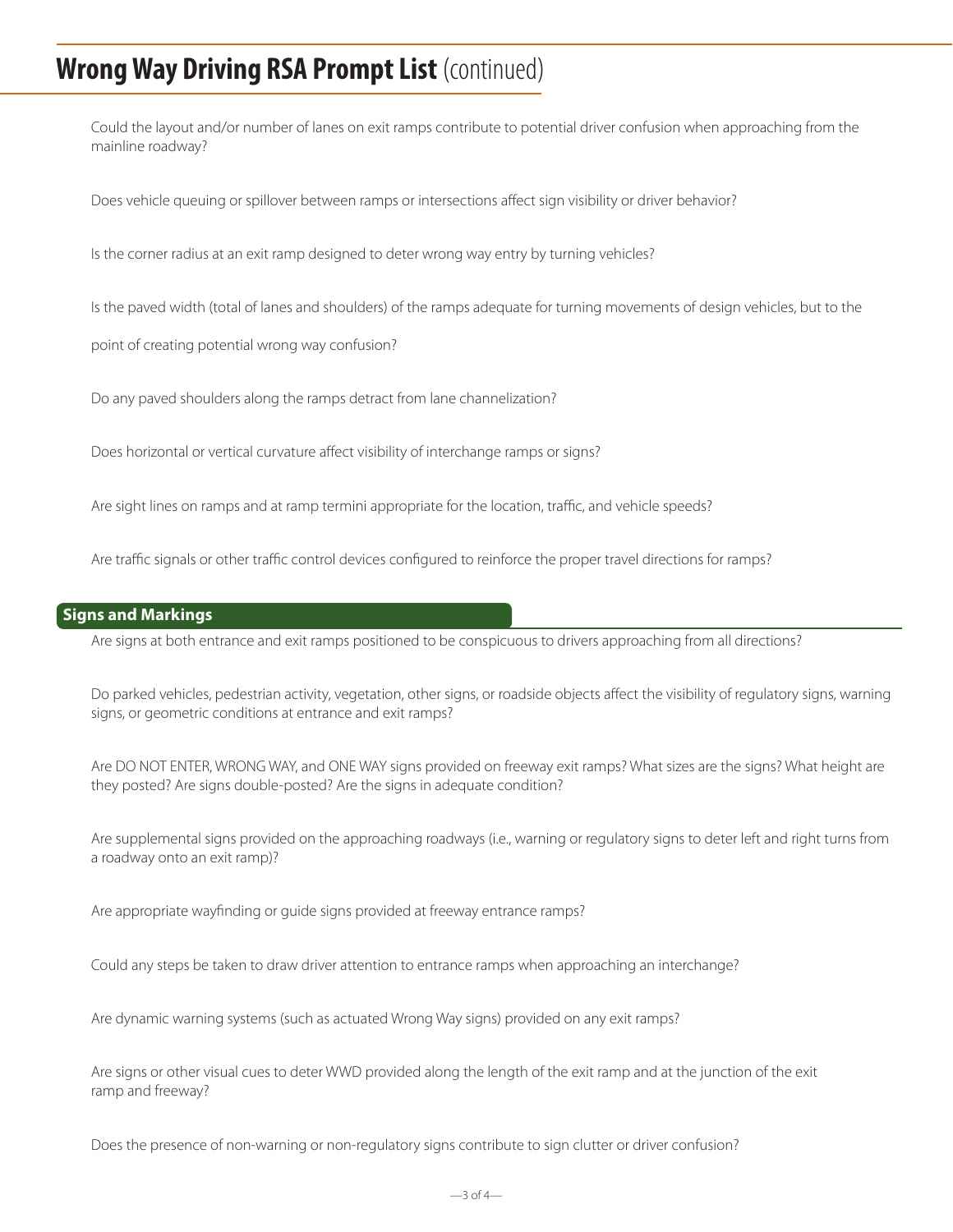# Wrong Way Driving RSA Prompt List (continued)

Could the layout and/or number of lanes on exit ramps contribute to potential driver confusion when approaching from the mainline roadway?

Does vehicle queuing or spillover between ramps or intersections affect sign visibility or driver behavior?

Is the corner radius at an exit ramp designed to deter wrong way entry by turning vehicles?

Is the paved width (total of lanes and shoulders) of the ramps adequate for turning movements of design vehicles, but to the point of creating potential wrong way confusion?

Do any paved shoulders along the ramps detract from lane channelization?

Does horizontal or vertical curvature affect visibility of interchange ramps or signs?

Are sight lines on ramps and at ramp termini appropriate for the location, traffic, and vehicle speeds?

Are traffic signals or other traffic control devices configured to reinforce the proper travel directions for ramps?

## Signs and Markings

Are signs at both entrance and exit ramps positioned to be conspicuous to drivers approaching from all directions?

Do parked vehicles, pedestrian activity, vegetation, other signs, or roadside objects affect the visibility of regulatory signs, warning signs, or geometric conditions at entrance and exit ramps?

Are DO NOT ENTER, WRONG WAY, and ONE WAY signs provided on freeway exit ramps? What sizes are the signs? What height are they posted? Are signs double-posted? Are the signs in adequate condition?

Are supplemental signs provided on the approaching roadways (i.e., warning or regulatory signs to deter left and right turns from a roadway onto an exit ramp)?

Are appropriate wayfinding or guide signs provided at freeway entrance ramps?

Could any steps be taken to draw driver attention to entrance ramps when approaching an interchange?

Are dynamic warning systems (such as actuated Wrong Way signs) provided on any exit ramps?

Are signs or other visual cues to deter WWD provided along the length of the exit ramp and at the junction of the exit ramp and freeway?

Does the presence of non-warning or non-regulatory signs contribute to sign clutter or driver confusion?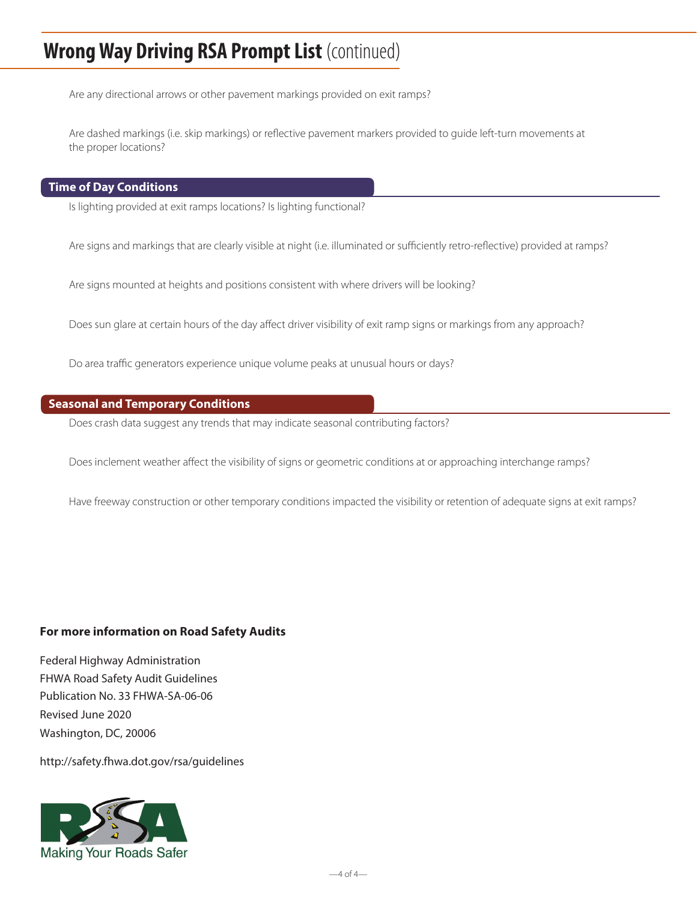# Wrong Way Driving RSA Prompt List (continued)

Are any directional arrows or other pavement markings provided on exit ramps?

Are dashed markings (i.e. skip markings) or reflective pavement markers provided to guide left-turn movements at the proper locations?

## Time of Day Conditions

Is lighting provided at exit ramps locations? Is lighting functional?

Are signs and markings that are clearly visible at night (i.e. illuminated or sufficiently retro-reflective) provided at ramps?

Are signs mounted at heights and positions consistent with where drivers will be looking?

Does sun glare at certain hours of the day affect driver visibility of exit ramp signs or markings from any approach?

Do area traffic generators experience unique volume peaks at unusual hours or days?

## Seasonal and Temporary Conditions

Does crash data suggest any trends that may indicate seasonal contributing factors?

Does inclement weather affect the visibility of signs or geometric conditions at or approaching interchange ramps?

Have freeway construction or other temporary conditions impacted the visibility or retention of adequate signs at exit ramps?

**For more information on Road Safety Audits**

Federal Highway Administration
FHWA Road Safety Audit Guidelines
Publication No. 33 FHWA-SA-06-06
Revised June 2020
Washington, DC, 20006

http://safety.fhwa.dot.gov/rsa/guidelines

RSA
Making Your Roads Safer